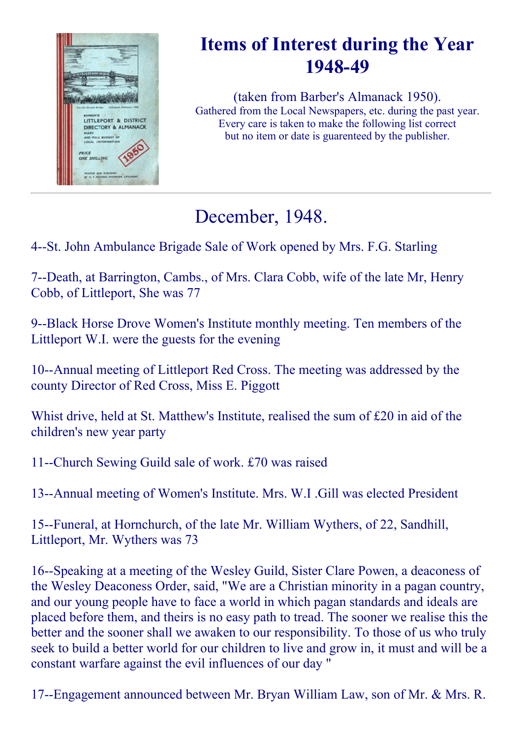# Items of Interest during the Year 1948-49

(taken from Barber's Almanack 1950).
Gathered from the Local Newspapers, etc. during the past year.
Every care is taken to make the following list correct
but no item or date is guarenteed by the publisher.

---

## December, 1948.

4--St. John Ambulance Brigade Sale of Work opened by Mrs. F.G. Starling

7--Death, at Barrington, Cambs., of Mrs. Clara Cobb, wife of the late Mr, Henry Cobb, of Littleport, She was 77

9--Black Horse Drove Women's Institute monthly meeting. Ten members of the Littleport W.I. were the guests for the evening

10--Annual meeting of Littleport Red Cross. The meeting was addressed by the county Director of Red Cross, Miss E. Piggott

Whist drive, held at St. Matthew's Institute, realised the sum of £20 in aid of the children's new year party

11--Church Sewing Guild sale of work. £70 was raised

13--Annual meeting of Women's Institute. Mrs. W.I .Gill was elected President

15--Funeral, at Hornchurch, of the late Mr. William Wythers, of 22, Sandhill, Littleport, Mr. Wythers was 73

16--Speaking at a meeting of the Wesley Guild, Sister Clare Powen, a deaconess of the Wesley Deaconess Order, said, "We are a Christian minority in a pagan country, and our young people have to face a world in which pagan standards and ideals are placed before them, and theirs is no easy path to tread. The sooner we realise this the better and the sooner shall we awaken to our responsibility. To those of us who truly seek to build a better world for our children to live and grow in, it must and will be a constant warfare against the evil influences of our day "

17--Engagement announced between Mr. Bryan William Law, son of Mr. & Mrs. R.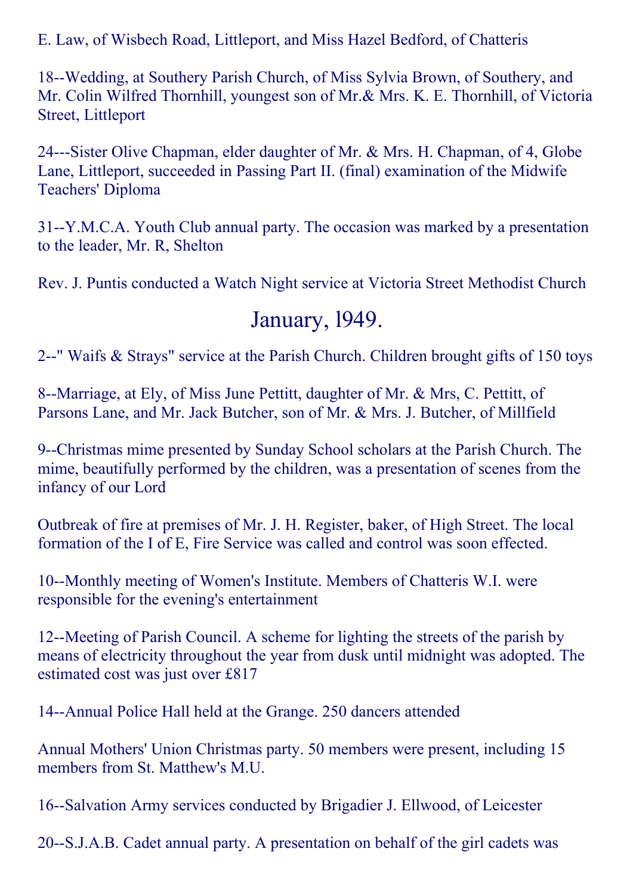E. Law, of Wisbech Road, Littleport, and Miss Hazel Bedford, of Chatteris

18--Wedding, at Southery Parish Church, of Miss Sylvia Brown, of Southery, and Mr. Colin Wilfred Thornhill, youngest son of Mr.& Mrs. K. E. Thornhill, of Victoria Street, Littleport

24---Sister Olive Chapman, elder daughter of Mr. & Mrs. H. Chapman, of 4, Globe Lane, Littleport, succeeded in Passing Part II. (final) examination of the Midwife Teachers' Diploma

31--Y.M.C.A. Youth Club annual party. The occasion was marked by a presentation to the leader, Mr. R, Shelton

Rev. J. Puntis conducted a Watch Night service at Victoria Street Methodist Church

## January, l949.

2--" Waifs & Strays" service at the Parish Church. Children brought gifts of 150 toys

8--Marriage, at Ely, of Miss June Pettitt, daughter of Mr. & Mrs, C. Pettitt, of Parsons Lane, and Mr. Jack Butcher, son of Mr. & Mrs. J. Butcher, of Millfield

9--Christmas mime presented by Sunday School scholars at the Parish Church. The mime, beautifully performed by the children, was a presentation of scenes from the infancy of our Lord

Outbreak of fire at premises of Mr. J. H. Register, baker, of High Street. The local formation of the I of E, Fire Service was called and control was soon effected.

10--Monthly meeting of Women's Institute. Members of Chatteris W.I. were responsible for the evening's entertainment

12--Meeting of Parish Council. A scheme for lighting the streets of the parish by means of electricity throughout the year from dusk until midnight was adopted. The estimated cost was just over £817

14--Annual Police Hall held at the Grange. 250 dancers attended

Annual Mothers' Union Christmas party. 50 members were present, including 15 members from St. Matthew's M.U.

16--Salvation Army services conducted by Brigadier J. Ellwood, of Leicester

20--S.J.A.B. Cadet annual party. A presentation on behalf of the girl cadets was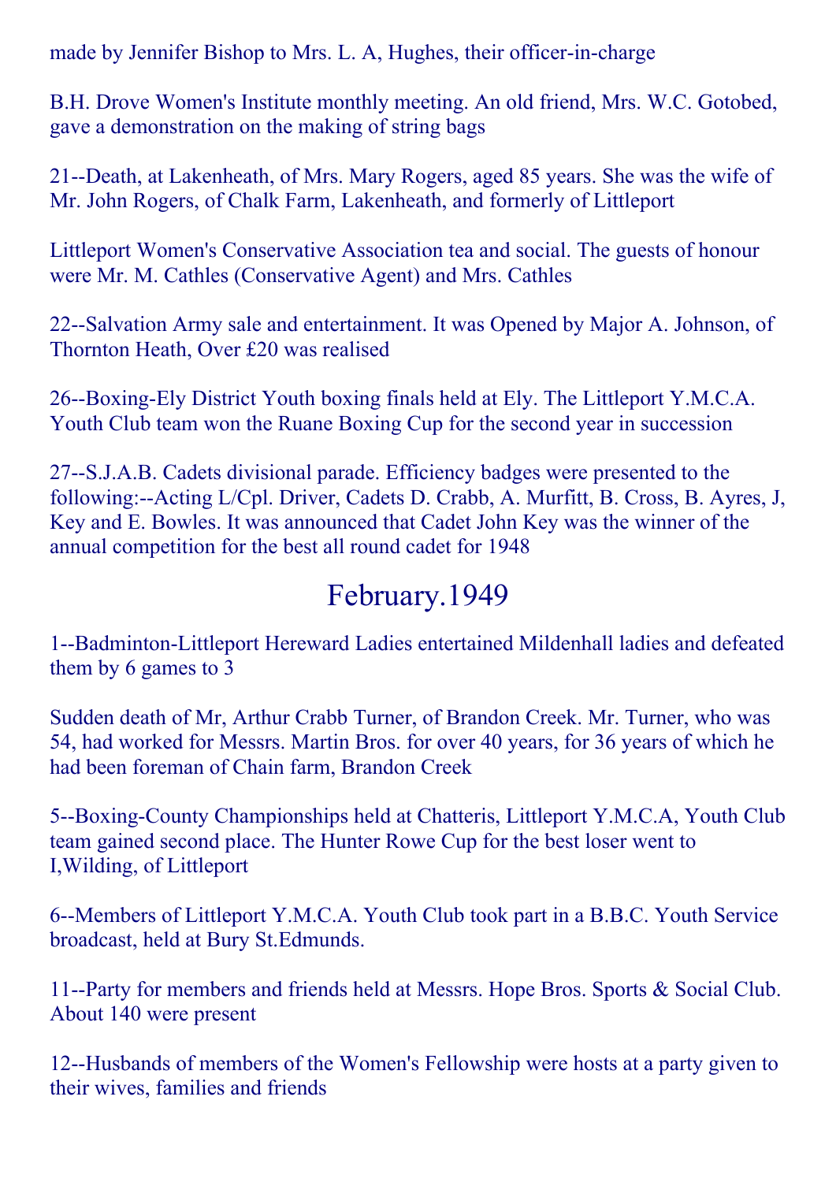made by Jennifer Bishop to Mrs. L. A, Hughes, their officer-in-charge

B.H. Drove Women's Institute monthly meeting. An old friend, Mrs. W.C. Gotobed, gave a demonstration on the making of string bags

21--Death, at Lakenheath, of Mrs. Mary Rogers, aged 85 years. She was the wife of Mr. John Rogers, of Chalk Farm, Lakenheath, and formerly of Littleport

Littleport Women's Conservative Association tea and social. The guests of honour were Mr. M. Cathles (Conservative Agent) and Mrs. Cathles

22--Salvation Army sale and entertainment. It was Opened by Major A. Johnson, of Thornton Heath, Over £20 was realised

26--Boxing-Ely District Youth boxing finals held at Ely. The Littleport Y.M.C.A. Youth Club team won the Ruane Boxing Cup for the second year in succession

27--S.J.A.B. Cadets divisional parade. Efficiency badges were presented to the following:--Acting L/Cpl. Driver, Cadets D. Crabb, A. Murfitt, B. Cross, B. Ayres, J, Key and E. Bowles. It was announced that Cadet John Key was the winner of the annual competition for the best all round cadet for 1948

## February.1949

1--Badminton-Littleport Hereward Ladies entertained Mildenhall ladies and defeated them by 6 games to 3

Sudden death of Mr, Arthur Crabb Turner, of Brandon Creek. Mr. Turner, who was 54, had worked for Messrs. Martin Bros. for over 40 years, for 36 years of which he had been foreman of Chain farm, Brandon Creek

5--Boxing-County Championships held at Chatteris, Littleport Y.M.C.A, Youth Club team gained second place. The Hunter Rowe Cup for the best loser went to I,Wilding, of Littleport

6--Members of Littleport Y.M.C.A. Youth Club took part in a B.B.C. Youth Service broadcast, held at Bury St.Edmunds.

11--Party for members and friends held at Messrs. Hope Bros. Sports & Social Club. About 140 were present

12--Husbands of members of the Women's Fellowship were hosts at a party given to their wives, families and friends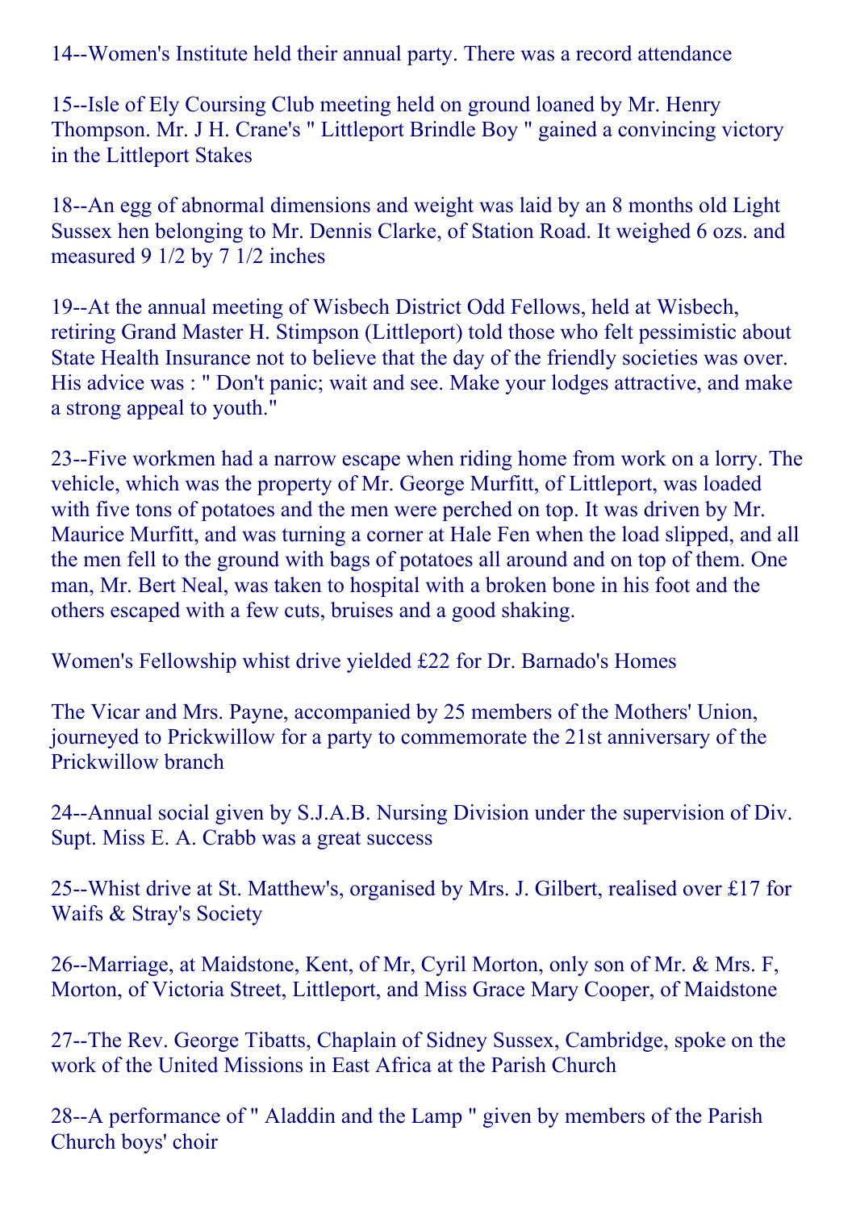14--Women's Institute held their annual party. There was a record attendance

15--Isle of Ely Coursing Club meeting held on ground loaned by Mr. Henry Thompson. Mr. J H. Crane's " Littleport Brindle Boy " gained a convincing victory in the Littleport Stakes

18--An egg of abnormal dimensions and weight was laid by an 8 months old Light Sussex hen belonging to Mr. Dennis Clarke, of Station Road. It weighed 6 ozs. and measured 9 1/2 by 7 1/2 inches

19--At the annual meeting of Wisbech District Odd Fellows, held at Wisbech, retiring Grand Master H. Stimpson (Littleport) told those who felt pessimistic about State Health Insurance not to believe that the day of the friendly societies was over. His advice was : " Don't panic; wait and see. Make your lodges attractive, and make a strong appeal to youth."

23--Five workmen had a narrow escape when riding home from work on a lorry. The vehicle, which was the property of Mr. George Murfitt, of Littleport, was loaded with five tons of potatoes and the men were perched on top. It was driven by Mr. Maurice Murfitt, and was turning a corner at Hale Fen when the load slipped, and all the men fell to the ground with bags of potatoes all around and on top of them. One man, Mr. Bert Neal, was taken to hospital with a broken bone in his foot and the others escaped with a few cuts, bruises and a good shaking.

Women's Fellowship whist drive yielded £22 for Dr. Barnado's Homes

The Vicar and Mrs. Payne, accompanied by 25 members of the Mothers' Union, journeyed to Prickwillow for a party to commemorate the 21st anniversary of the Prickwillow branch

24--Annual social given by S.J.A.B. Nursing Division under the supervision of Div. Supt. Miss E. A. Crabb was a great success

25--Whist drive at St. Matthew's, organised by Mrs. J. Gilbert, realised over £17 for Waifs & Stray's Society

26--Marriage, at Maidstone, Kent, of Mr, Cyril Morton, only son of Mr. & Mrs. F, Morton, of Victoria Street, Littleport, and Miss Grace Mary Cooper, of Maidstone

27--The Rev. George Tibatts, Chaplain of Sidney Sussex, Cambridge, spoke on the work of the United Missions in East Africa at the Parish Church

28--A performance of " Aladdin and the Lamp " given by members of the Parish Church boys' choir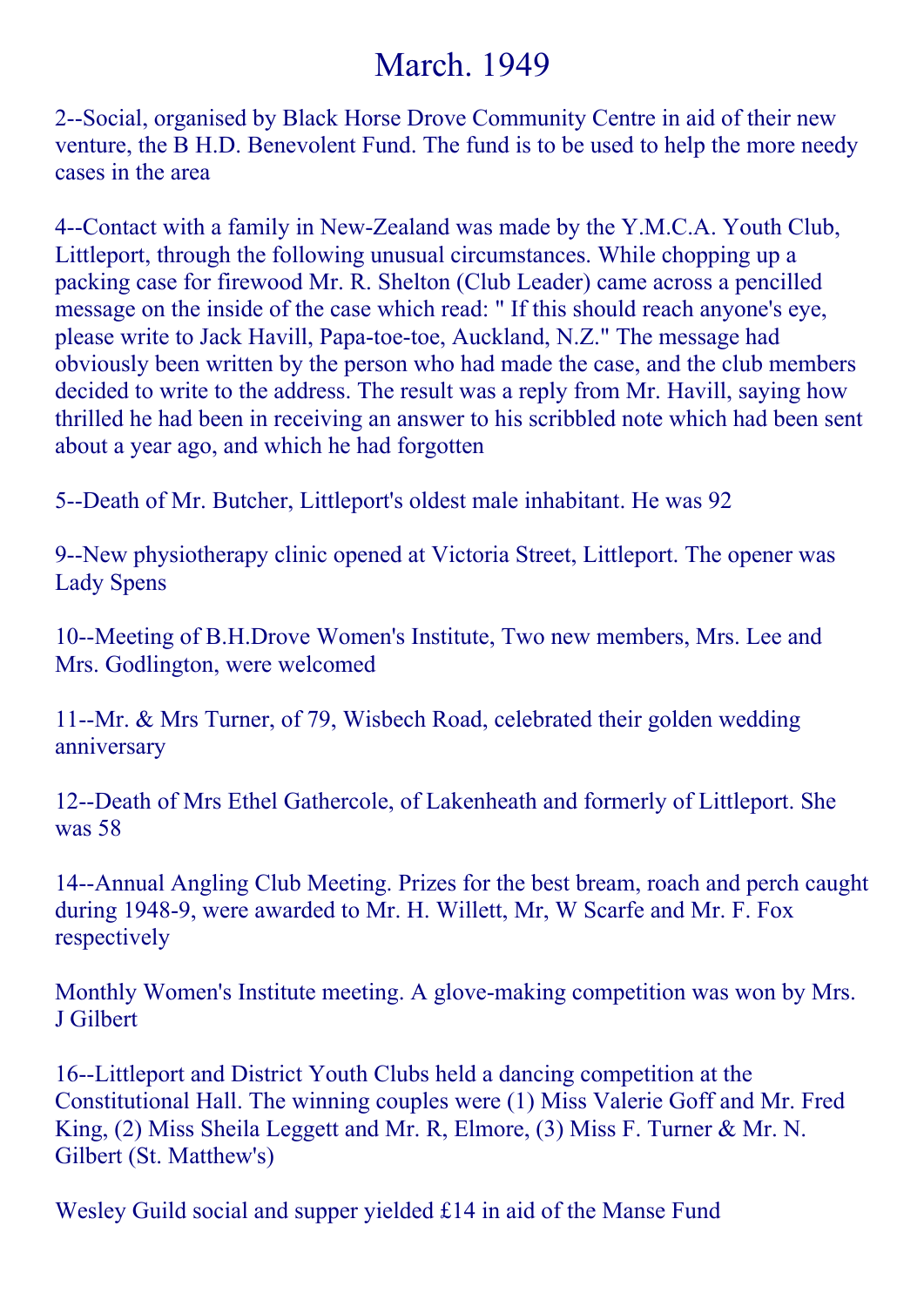# March. 1949

2--Social, organised by Black Horse Drove Community Centre in aid of their new venture, the B H.D. Benevolent Fund. The fund is to be used to help the more needy cases in the area

4--Contact with a family in New-Zealand was made by the Y.M.C.A. Youth Club, Littleport, through the following unusual circumstances. While chopping up a packing case for firewood Mr. R. Shelton (Club Leader) came across a pencilled message on the inside of the case which read: " If this should reach anyone's eye, please write to Jack Havill, Papa-toe-toe, Auckland, N.Z." The message had obviously been written by the person who had made the case, and the club members decided to write to the address. The result was a reply from Mr. Havill, saying how thrilled he had been in receiving an answer to his scribbled note which had been sent about a year ago, and which he had forgotten

5--Death of Mr. Butcher, Littleport's oldest male inhabitant. He was 92

9--New physiotherapy clinic opened at Victoria Street, Littleport. The opener was Lady Spens

10--Meeting of B.H.Drove Women's Institute, Two new members, Mrs. Lee and Mrs. Godlington, were welcomed

11--Mr. & Mrs Turner, of 79, Wisbech Road, celebrated their golden wedding anniversary

12--Death of Mrs Ethel Gathercole, of Lakenheath and formerly of Littleport. She was 58

14--Annual Angling Club Meeting. Prizes for the best bream, roach and perch caught during 1948-9, were awarded to Mr. H. Willett, Mr, W Scarfe and Mr. F. Fox respectively

Monthly Women's Institute meeting. A glove-making competition was won by Mrs. J Gilbert

16--Littleport and District Youth Clubs held a dancing competition at the Constitutional Hall. The winning couples were (1) Miss Valerie Goff and Mr. Fred King, (2) Miss Sheila Leggett and Mr. R, Elmore, (3) Miss F. Turner & Mr. N. Gilbert (St. Matthew's)

Wesley Guild social and supper yielded £14 in aid of the Manse Fund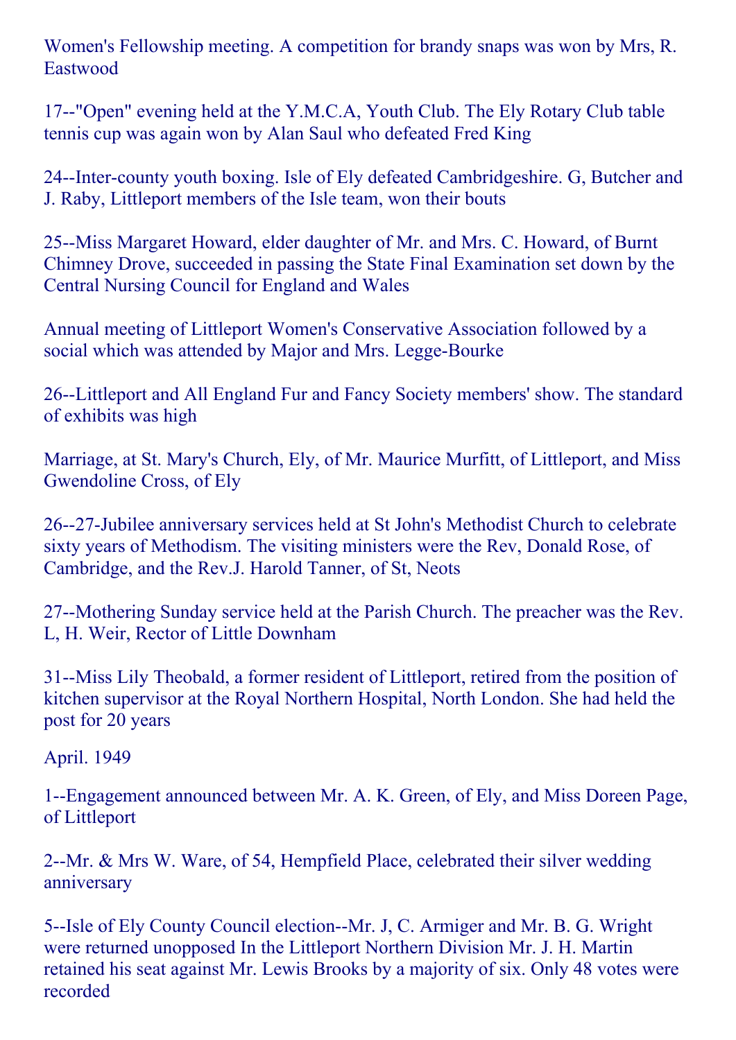Women's Fellowship meeting. A competition for brandy snaps was won by Mrs, R. Eastwood

17--"Open" evening held at the Y.M.C.A, Youth Club. The Ely Rotary Club table tennis cup was again won by Alan Saul who defeated Fred King

24--Inter-county youth boxing. Isle of Ely defeated Cambridgeshire. G, Butcher and J. Raby, Littleport members of the Isle team, won their bouts

25--Miss Margaret Howard, elder daughter of Mr. and Mrs. C. Howard, of Burnt Chimney Drove, succeeded in passing the State Final Examination set down by the Central Nursing Council for England and Wales

Annual meeting of Littleport Women's Conservative Association followed by a social which was attended by Major and Mrs. Legge-Bourke

26--Littleport and All England Fur and Fancy Society members' show. The standard of exhibits was high

Marriage, at St. Mary's Church, Ely, of Mr. Maurice Murfitt, of Littleport, and Miss Gwendoline Cross, of Ely

26--27-Jubilee anniversary services held at St John's Methodist Church to celebrate sixty years of Methodism. The visiting ministers were the Rev, Donald Rose, of Cambridge, and the Rev.J. Harold Tanner, of St, Neots

27--Mothering Sunday service held at the Parish Church. The preacher was the Rev. L, H. Weir, Rector of Little Downham

31--Miss Lily Theobald, a former resident of Littleport, retired from the position of kitchen supervisor at the Royal Northern Hospital, North London. She had held the post for 20 years

April. 1949

1--Engagement announced between Mr. A. K. Green, of Ely, and Miss Doreen Page, of Littleport

2--Mr. & Mrs W. Ware, of 54, Hempfield Place, celebrated their silver wedding anniversary

5--Isle of Ely County Council election--Mr. J, C. Armiger and Mr. B. G. Wright were returned unopposed In the Littleport Northern Division Mr. J. H. Martin retained his seat against Mr. Lewis Brooks by a majority of six. Only 48 votes were recorded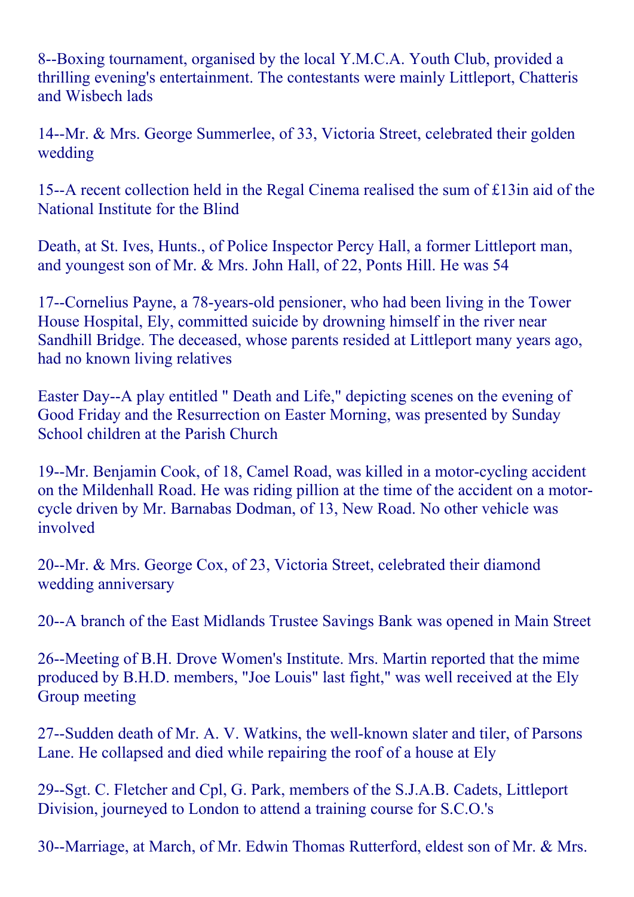8--Boxing tournament, organised by the local Y.M.C.A. Youth Club, provided a thrilling evening's entertainment. The contestants were mainly Littleport, Chatteris and Wisbech lads

14--Mr. & Mrs. George Summerlee, of 33, Victoria Street, celebrated their golden wedding

15--A recent collection held in the Regal Cinema realised the sum of £13in aid of the National Institute for the Blind

Death, at St. Ives, Hunts., of Police Inspector Percy Hall, a former Littleport man, and youngest son of Mr. & Mrs. John Hall, of 22, Ponts Hill. He was 54

17--Cornelius Payne, a 78-years-old pensioner, who had been living in the Tower House Hospital, Ely, committed suicide by drowning himself in the river near Sandhill Bridge. The deceased, whose parents resided at Littleport many years ago, had no known living relatives

Easter Day--A play entitled " Death and Life," depicting scenes on the evening of Good Friday and the Resurrection on Easter Morning, was presented by Sunday School children at the Parish Church

19--Mr. Benjamin Cook, of 18, Camel Road, was killed in a motor-cycling accident on the Mildenhall Road. He was riding pillion at the time of the accident on a motor-cycle driven by Mr. Barnabas Dodman, of 13, New Road. No other vehicle was involved

20--Mr. & Mrs. George Cox, of 23, Victoria Street, celebrated their diamond wedding anniversary

20--A branch of the East Midlands Trustee Savings Bank was opened in Main Street

26--Meeting of B.H. Drove Women's Institute. Mrs. Martin reported that the mime produced by B.H.D. members, "Joe Louis" last fight," was well received at the Ely Group meeting

27--Sudden death of Mr. A. V. Watkins, the well-known slater and tiler, of Parsons Lane. He collapsed and died while repairing the roof of a house at Ely

29--Sgt. C. Fletcher and Cpl, G. Park, members of the S.J.A.B. Cadets, Littleport Division, journeyed to London to attend a training course for S.C.O.'s

30--Marriage, at March, of Mr. Edwin Thomas Rutterford, eldest son of Mr. & Mrs.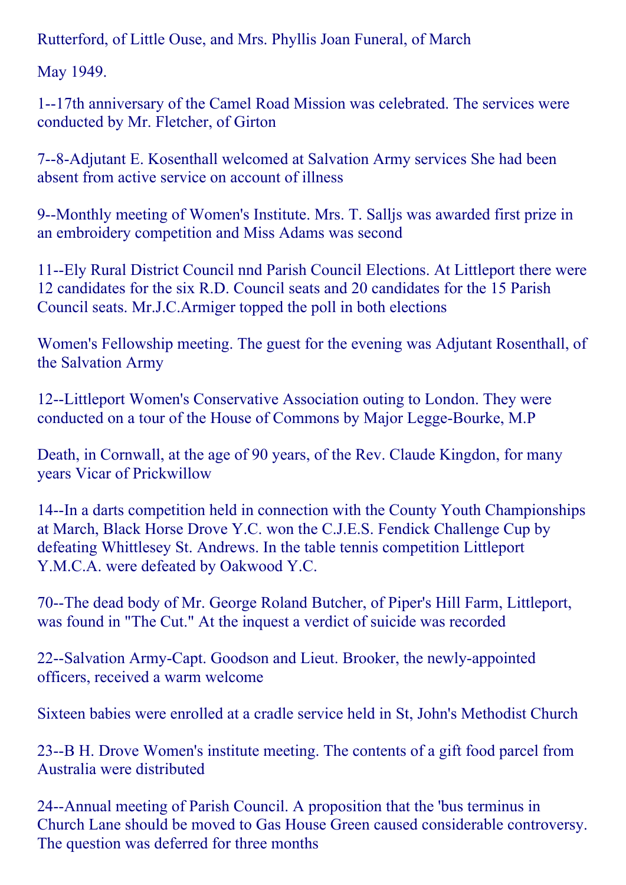Rutterford, of Little Ouse, and Mrs. Phyllis Joan Funeral, of March

May 1949.

1--17th anniversary of the Camel Road Mission was celebrated. The services were conducted by Mr. Fletcher, of Girton

7--8-Adjutant E. Kosenthall welcomed at Salvation Army services She had been absent from active service on account of illness

9--Monthly meeting of Women's Institute. Mrs. T. Salljs was awarded first prize in an embroidery competition and Miss Adams was second

11--Ely Rural District Council nnd Parish Council Elections. At Littleport there were 12 candidates for the six R.D. Council seats and 20 candidates for the 15 Parish Council seats. Mr.J.C.Armiger topped the poll in both elections

Women's Fellowship meeting. The guest for the evening was Adjutant Rosenthall, of the Salvation Army

12--Littleport Women's Conservative Association outing to London. They were conducted on a tour of the House of Commons by Major Legge-Bourke, M.P

Death, in Cornwall, at the age of 90 years, of the Rev. Claude Kingdon, for many years Vicar of Prickwillow

14--In a darts competition held in connection with the County Youth Championships at March, Black Horse Drove Y.C. won the C.J.E.S. Fendick Challenge Cup by defeating Whittlesey St. Andrews. In the table tennis competition Littleport Y.M.C.A. were defeated by Oakwood Y.C.

70--The dead body of Mr. George Roland Butcher, of Piper's Hill Farm, Littleport, was found in "The Cut." At the inquest a verdict of suicide was recorded

22--Salvation Army-Capt. Goodson and Lieut. Brooker, the newly-appointed officers, received a warm welcome

Sixteen babies were enrolled at a cradle service held in St, John's Methodist Church

23--B H. Drove Women's institute meeting. The contents of a gift food parcel from Australia were distributed

24--Annual meeting of Parish Council. A proposition that the 'bus terminus in Church Lane should be moved to Gas House Green caused considerable controversy. The question was deferred for three months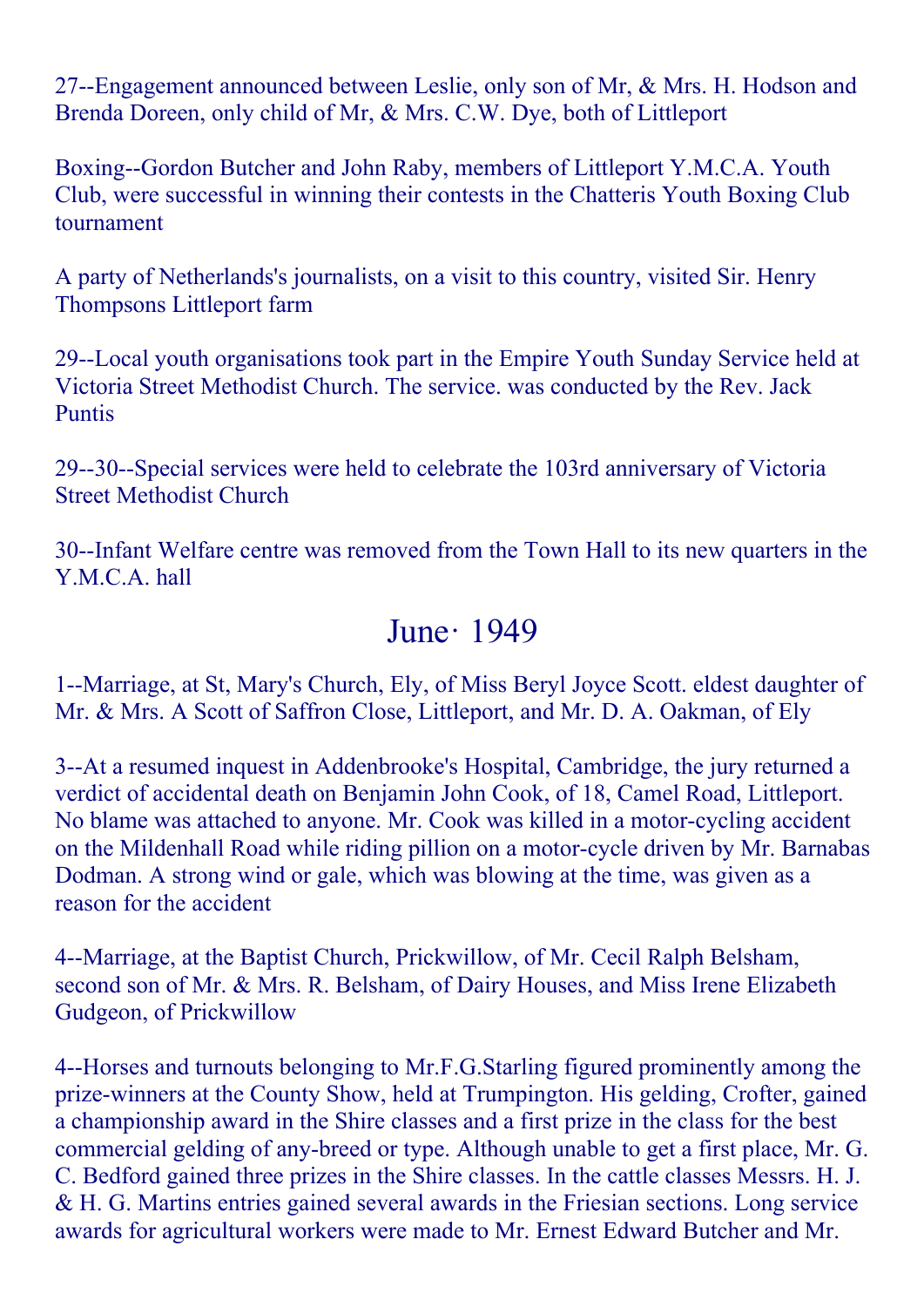27--Engagement announced between Leslie, only son of Mr, & Mrs. H. Hodson and Brenda Doreen, only child of Mr, & Mrs. C.W. Dye, both of Littleport

Boxing--Gordon Butcher and John Raby, members of Littleport Y.M.C.A. Youth Club, were successful in winning their contests in the Chatteris Youth Boxing Club tournament

A party of Netherlands's journalists, on a visit to this country, visited Sir. Henry Thompsons Littleport farm

29--Local youth organisations took part in the Empire Youth Sunday Service held at Victoria Street Methodist Church. The service. was conducted by the Rev. Jack Puntis

29--30--Special services were held to celebrate the 103rd anniversary of Victoria Street Methodist Church

30--Infant Welfare centre was removed from the Town Hall to its new quarters in the Y.M.C.A. hall

## June· 1949

1--Marriage, at St, Mary's Church, Ely, of Miss Beryl Joyce Scott. eldest daughter of Mr. & Mrs. A Scott of Saffron Close, Littleport, and Mr. D. A. Oakman, of Ely

3--At a resumed inquest in Addenbrooke's Hospital, Cambridge, the jury returned a verdict of accidental death on Benjamin John Cook, of 18, Camel Road, Littleport. No blame was attached to anyone. Mr. Cook was killed in a motor-cycling accident on the Mildenhall Road while riding pillion on a motor-cycle driven by Mr. Barnabas Dodman. A strong wind or gale, which was blowing at the time, was given as a reason for the accident

4--Marriage, at the Baptist Church, Prickwillow, of Mr. Cecil Ralph Belsham, second son of Mr. & Mrs. R. Belsham, of Dairy Houses, and Miss Irene Elizabeth Gudgeon, of Prickwillow

4--Horses and turnouts belonging to Mr.F.G.Starling figured prominently among the prize-winners at the County Show, held at Trumpington. His gelding, Crofter, gained a championship award in the Shire classes and a first prize in the class for the best commercial gelding of any-breed or type. Although unable to get a first place, Mr. G. C. Bedford gained three prizes in the Shire classes. In the cattle classes Messrs. H. J. & H. G. Martins entries gained several awards in the Friesian sections. Long service awards for agricultural workers were made to Mr. Ernest Edward Butcher and Mr.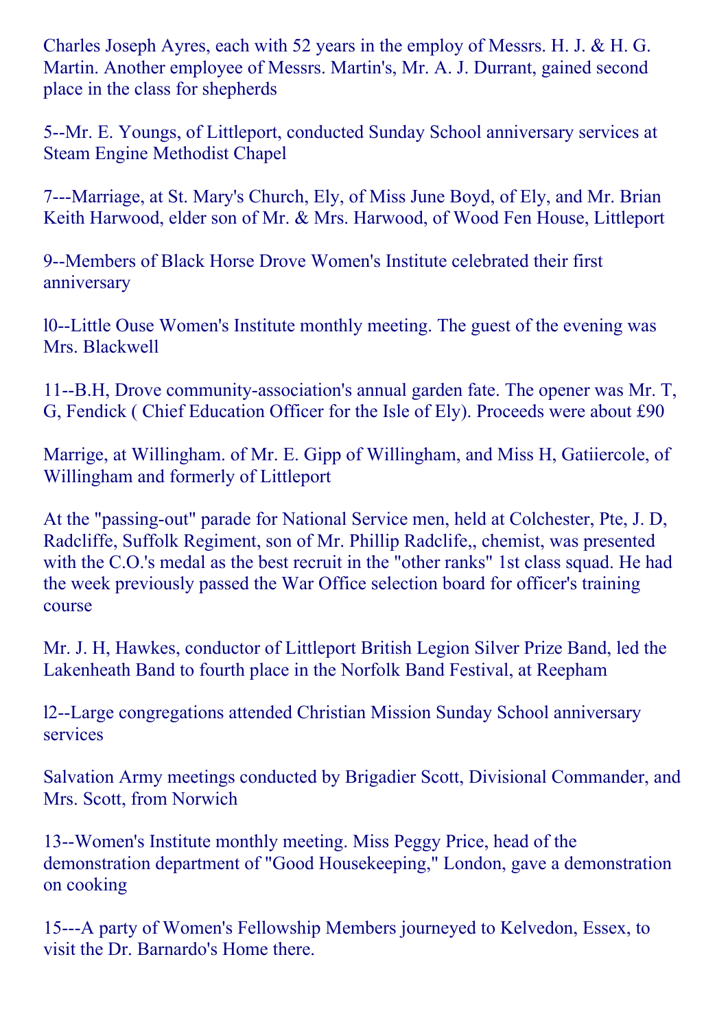Charles Joseph Ayres, each with 52 years in the employ of Messrs. H. J. & H. G. Martin. Another employee of Messrs. Martin's, Mr. A. J. Durrant, gained second place in the class for shepherds

5--Mr. E. Youngs, of Littleport, conducted Sunday School anniversary services at Steam Engine Methodist Chapel

7---Marriage, at St. Mary's Church, Ely, of Miss June Boyd, of Ely, and Mr. Brian Keith Harwood, elder son of Mr. & Mrs. Harwood, of Wood Fen House, Littleport

9--Members of Black Horse Drove Women's Institute celebrated their first anniversary

l0--Little Ouse Women's Institute monthly meeting. The guest of the evening was Mrs. Blackwell

11--B.H, Drove community-association's annual garden fate. The opener was Mr. T, G, Fendick ( Chief Education Officer for the Isle of Ely). Proceeds were about £90

Marrige, at Willingham. of Mr. E. Gipp of Willingham, and Miss H, Gatiiercole, of Willingham and formerly of Littleport

At the "passing-out" parade for National Service men, held at Colchester, Pte, J. D, Radcliffe, Suffolk Regiment, son of Mr. Phillip Radclife,, chemist, was presented with the C.O.'s medal as the best recruit in the "other ranks" 1st class squad. He had the week previously passed the War Office selection board for officer's training course

Mr. J. H, Hawkes, conductor of Littleport British Legion Silver Prize Band, led the Lakenheath Band to fourth place in the Norfolk Band Festival, at Reepham

l2--Large congregations attended Christian Mission Sunday School anniversary services

Salvation Army meetings conducted by Brigadier Scott, Divisional Commander, and Mrs. Scott, from Norwich

13--Women's Institute monthly meeting. Miss Peggy Price, head of the demonstration department of "Good Housekeeping," London, gave a demonstration on cooking

15---A party of Women's Fellowship Members journeyed to Kelvedon, Essex, to visit the Dr. Barnardo's Home there.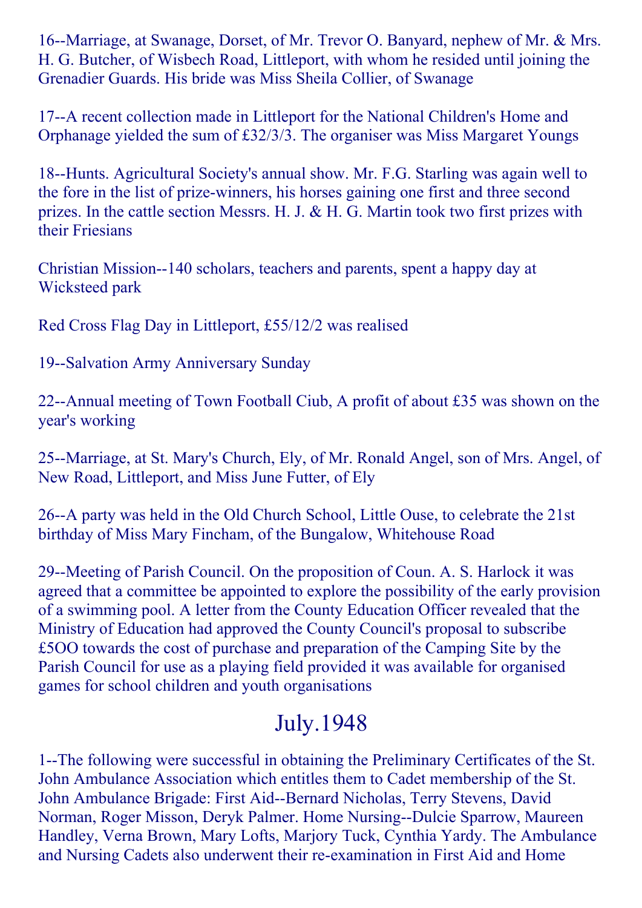16--Marriage, at Swanage, Dorset, of Mr. Trevor O. Banyard, nephew of Mr. & Mrs. H. G. Butcher, of Wisbech Road, Littleport, with whom he resided until joining the Grenadier Guards. His bride was Miss Sheila Collier, of Swanage

17--A recent collection made in Littleport for the National Children's Home and Orphanage yielded the sum of £32/3/3. The organiser was Miss Margaret Youngs

18--Hunts. Agricultural Society's annual show. Mr. F.G. Starling was again well to the fore in the list of prize-winners, his horses gaining one first and three second prizes. In the cattle section Messrs. H. J. & H. G. Martin took two first prizes with their Friesians

Christian Mission--140 scholars, teachers and parents, spent a happy day at Wicksteed park

Red Cross Flag Day in Littleport, £55/12/2 was realised

19--Salvation Army Anniversary Sunday

22--Annual meeting of Town Football Ciub, A profit of about £35 was shown on the year's working

25--Marriage, at St. Mary's Church, Ely, of Mr. Ronald Angel, son of Mrs. Angel, of New Road, Littleport, and Miss June Futter, of Ely

26--A party was held in the Old Church School, Little Ouse, to celebrate the 21st birthday of Miss Mary Fincham, of the Bungalow, Whitehouse Road

29--Meeting of Parish Council. On the proposition of Coun. A. S. Harlock it was agreed that a committee be appointed to explore the possibility of the early provision of a swimming pool. A letter from the County Education Officer revealed that the Ministry of Education had approved the County Council's proposal to subscribe £5OO towards the cost of purchase and preparation of the Camping Site by the Parish Council for use as a playing field provided it was available for organised games for school children and youth organisations

## July.1948

1--The following were successful in obtaining the Preliminary Certificates of the St. John Ambulance Association which entitles them to Cadet membership of the St. John Ambulance Brigade: First Aid--Bernard Nicholas, Terry Stevens, David Norman, Roger Misson, Deryk Palmer. Home Nursing--Dulcie Sparrow, Maureen Handley, Verna Brown, Mary Lofts, Marjory Tuck, Cynthia Yardy. The Ambulance and Nursing Cadets also underwent their re-examination in First Aid and Home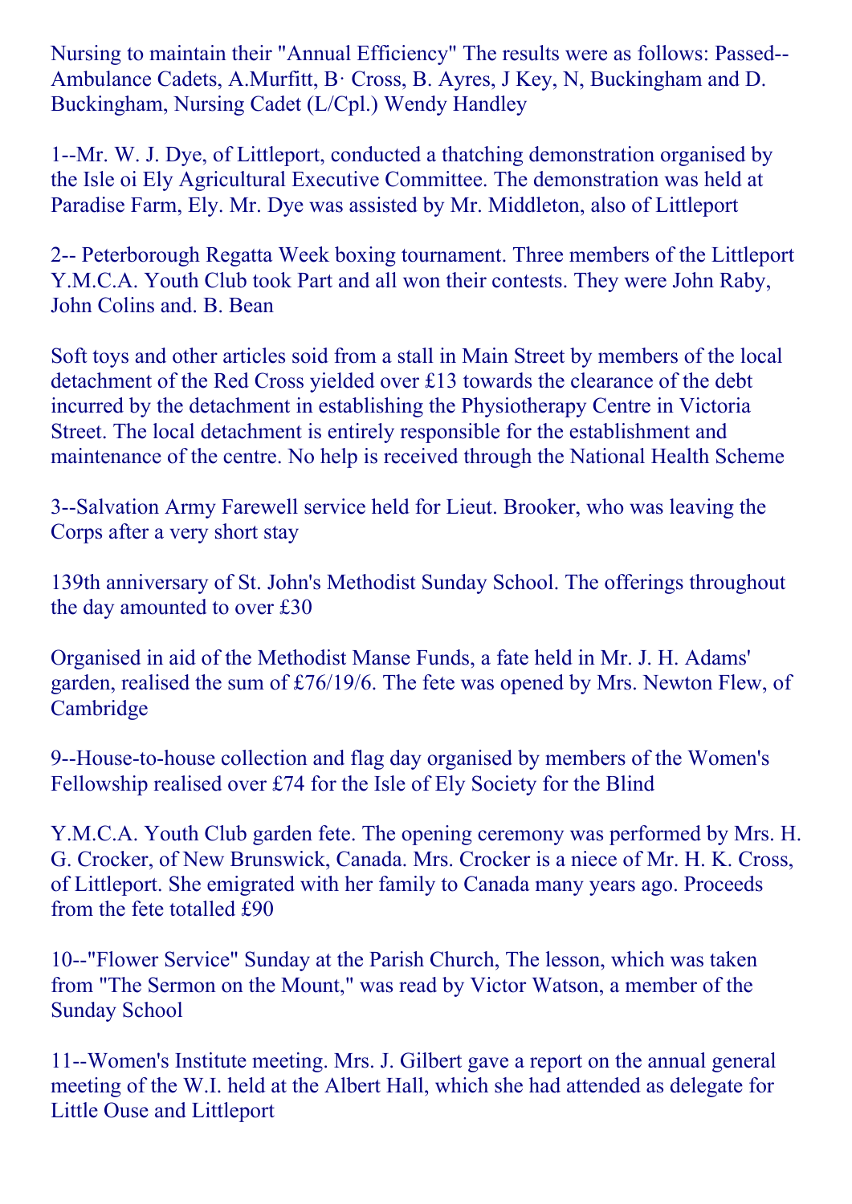Nursing to maintain their "Annual Efficiency" The results were as follows: Passed--Ambulance Cadets, A.Murfitt, B· Cross, B. Ayres, J Key, N, Buckingham and D. Buckingham, Nursing Cadet (L/Cpl.) Wendy Handley

1--Mr. W. J. Dye, of Littleport, conducted a thatching demonstration organised by the Isle oi Ely Agricultural Executive Committee. The demonstration was held at Paradise Farm, Ely. Mr. Dye was assisted by Mr. Middleton, also of Littleport

2-- Peterborough Regatta Week boxing tournament. Three members of the Littleport Y.M.C.A. Youth Club took Part and all won their contests. They were John Raby, John Colins and. B. Bean

Soft toys and other articles soid from a stall in Main Street by members of the local detachment of the Red Cross yielded over £13 towards the clearance of the debt incurred by the detachment in establishing the Physiotherapy Centre in Victoria Street. The local detachment is entirely responsible for the establishment and maintenance of the centre. No help is received through the National Health Scheme

3--Salvation Army Farewell service held for Lieut. Brooker, who was leaving the Corps after a very short stay

139th anniversary of St. John's Methodist Sunday School. The offerings throughout the day amounted to over £30

Organised in aid of the Methodist Manse Funds, a fate held in Mr. J. H. Adams' garden, realised the sum of £76/19/6. The fete was opened by Mrs. Newton Flew, of Cambridge

9--House-to-house collection and flag day organised by members of the Women's Fellowship realised over £74 for the Isle of Ely Society for the Blind

Y.M.C.A. Youth Club garden fete. The opening ceremony was performed by Mrs. H. G. Crocker, of New Brunswick, Canada. Mrs. Crocker is a niece of Mr. H. K. Cross, of Littleport. She emigrated with her family to Canada many years ago. Proceeds from the fete totalled £90

10--"Flower Service" Sunday at the Parish Church, The lesson, which was taken from "The Sermon on the Mount," was read by Victor Watson, a member of the Sunday School

11--Women's Institute meeting. Mrs. J. Gilbert gave a report on the annual general meeting of the W.I. held at the Albert Hall, which she had attended as delegate for Little Ouse and Littleport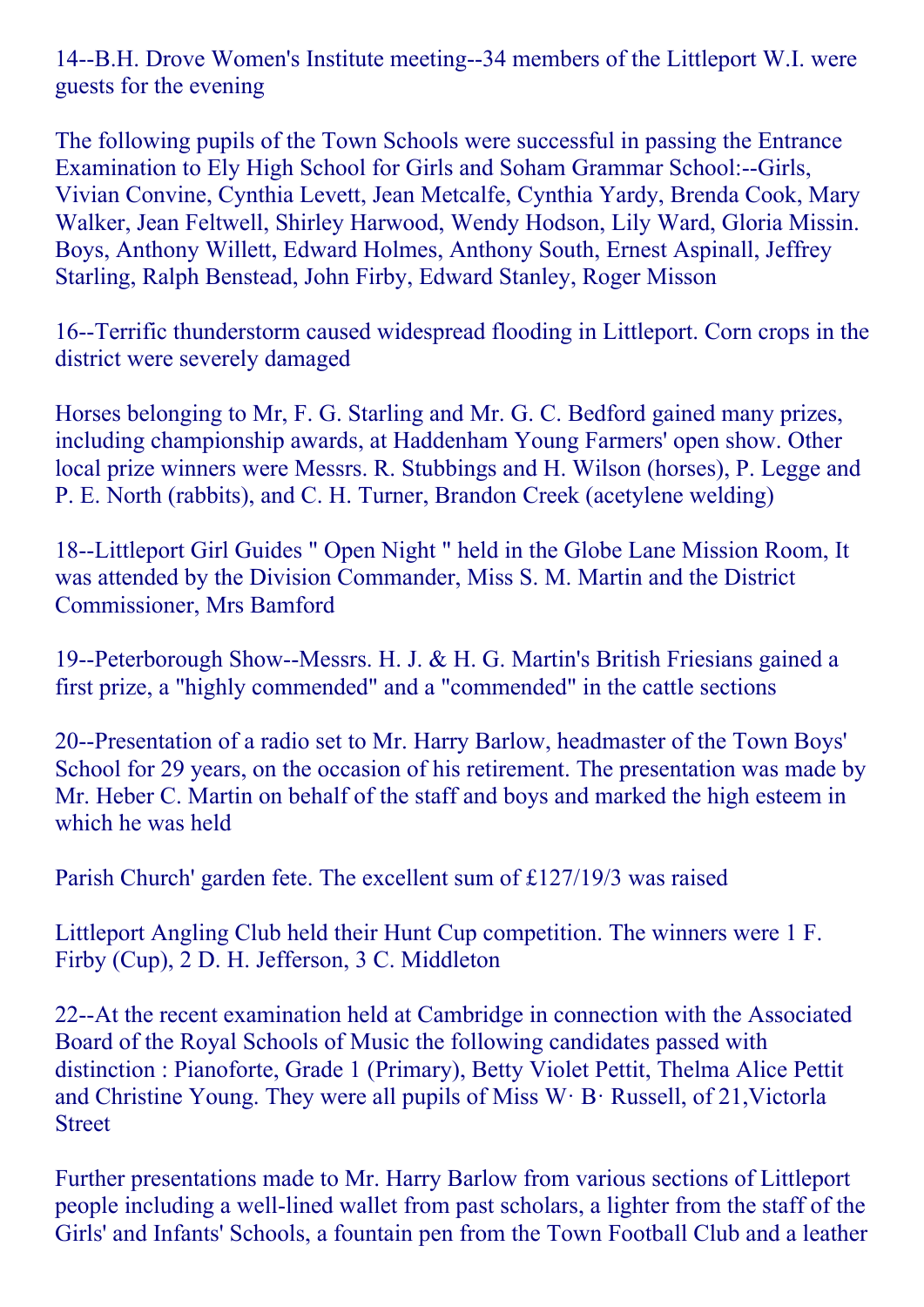14--B.H. Drove Women's Institute meeting--34 members of the Littleport W.I. were guests for the evening

The following pupils of the Town Schools were successful in passing the Entrance Examination to Ely High School for Girls and Soham Grammar School:--Girls, Vivian Convine, Cynthia Levett, Jean Metcalfe, Cynthia Yardy, Brenda Cook, Mary Walker, Jean Feltwell, Shirley Harwood, Wendy Hodson, Lily Ward, Gloria Missin. Boys, Anthony Willett, Edward Holmes, Anthony South, Ernest Aspinall, Jeffrey Starling, Ralph Benstead, John Firby, Edward Stanley, Roger Misson

16--Terrific thunderstorm caused widespread flooding in Littleport. Corn crops in the district were severely damaged

Horses belonging to Mr, F. G. Starling and Mr. G. C. Bedford gained many prizes, including championship awards, at Haddenham Young Farmers' open show. Other local prize winners were Messrs. R. Stubbings and H. Wilson (horses), P. Legge and P. E. North (rabbits), and C. H. Turner, Brandon Creek (acetylene welding)

18--Littleport Girl Guides " Open Night " held in the Globe Lane Mission Room, It was attended by the Division Commander, Miss S. M. Martin and the District Commissioner, Mrs Bamford

19--Peterborough Show--Messrs. H. J. & H. G. Martin's British Friesians gained a first prize, a "highly commended" and a "commended" in the cattle sections

20--Presentation of a radio set to Mr. Harry Barlow, headmaster of the Town Boys' School for 29 years, on the occasion of his retirement. The presentation was made by Mr. Heber C. Martin on behalf of the staff and boys and marked the high esteem in which he was held

Parish Church' garden fete. The excellent sum of £127/19/3 was raised

Littleport Angling Club held their Hunt Cup competition. The winners were 1 F. Firby (Cup), 2 D. H. Jefferson, 3 C. Middleton

22--At the recent examination held at Cambridge in connection with the Associated Board of the Royal Schools of Music the following candidates passed with distinction : Pianoforte, Grade 1 (Primary), Betty Violet Pettit, Thelma Alice Pettit and Christine Young. They were all pupils of Miss W· B· Russell, of 21,Victorla Street

Further presentations made to Mr. Harry Barlow from various sections of Littleport people including a well-lined wallet from past scholars, a lighter from the staff of the Girls' and Infants' Schools, a fountain pen from the Town Football Club and a leather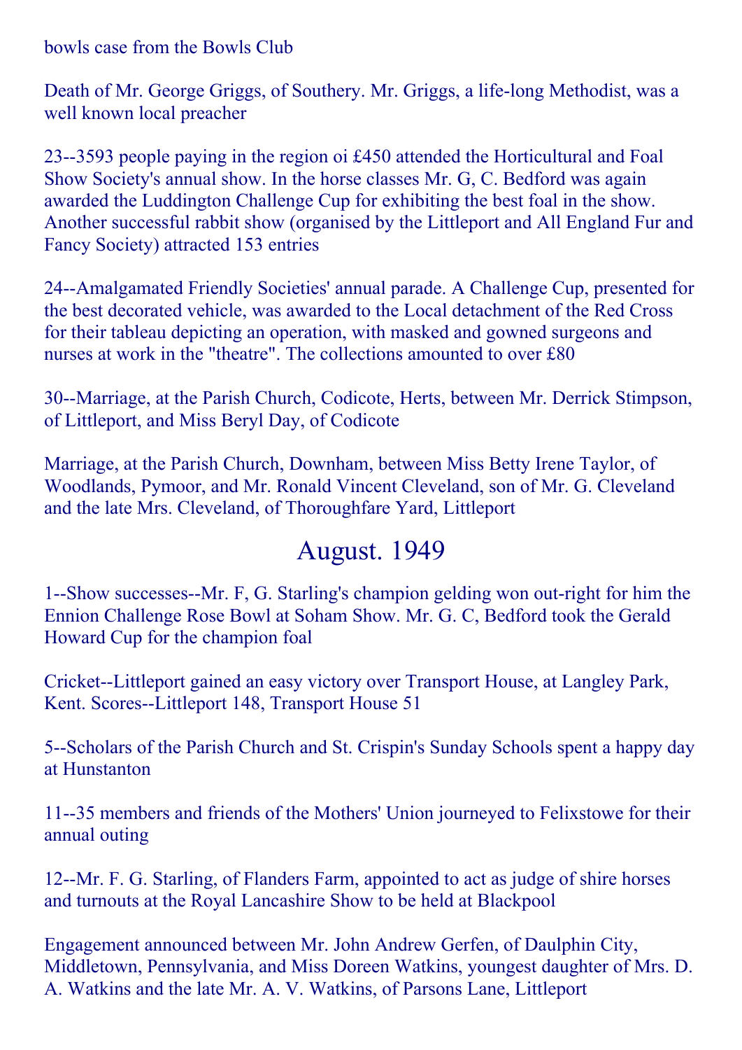bowls case from the Bowls Club

Death of Mr. George Griggs, of Southery. Mr. Griggs, a life-long Methodist, was a well known local preacher

23--3593 people paying in the region oi £450 attended the Horticultural and Foal Show Society's annual show. In the horse classes Mr. G, C. Bedford was again awarded the Luddington Challenge Cup for exhibiting the best foal in the show. Another successful rabbit show (organised by the Littleport and All England Fur and Fancy Society) attracted 153 entries

24--Amalgamated Friendly Societies' annual parade. A Challenge Cup, presented for the best decorated vehicle, was awarded to the Local detachment of the Red Cross for their tableau depicting an operation, with masked and gowned surgeons and nurses at work in the "theatre". The collections amounted to over £80

30--Marriage, at the Parish Church, Codicote, Herts, between Mr. Derrick Stimpson, of Littleport, and Miss Beryl Day, of Codicote

Marriage, at the Parish Church, Downham, between Miss Betty Irene Taylor, of Woodlands, Pymoor, and Mr. Ronald Vincent Cleveland, son of Mr. G. Cleveland and the late Mrs. Cleveland, of Thoroughfare Yard, Littleport

## August. 1949

1--Show successes--Mr. F, G. Starling's champion gelding won out-right for him the Ennion Challenge Rose Bowl at Soham Show. Mr. G. C, Bedford took the Gerald Howard Cup for the champion foal

Cricket--Littleport gained an easy victory over Transport House, at Langley Park, Kent. Scores--Littleport 148, Transport House 51

5--Scholars of the Parish Church and St. Crispin's Sunday Schools spent a happy day at Hunstanton

11--35 members and friends of the Mothers' Union journeyed to Felixstowe for their annual outing

12--Mr. F. G. Starling, of Flanders Farm, appointed to act as judge of shire horses and turnouts at the Royal Lancashire Show to be held at Blackpool

Engagement announced between Mr. John Andrew Gerfen, of Daulphin City, Middletown, Pennsylvania, and Miss Doreen Watkins, youngest daughter of Mrs. D. A. Watkins and the late Mr. A. V. Watkins, of Parsons Lane, Littleport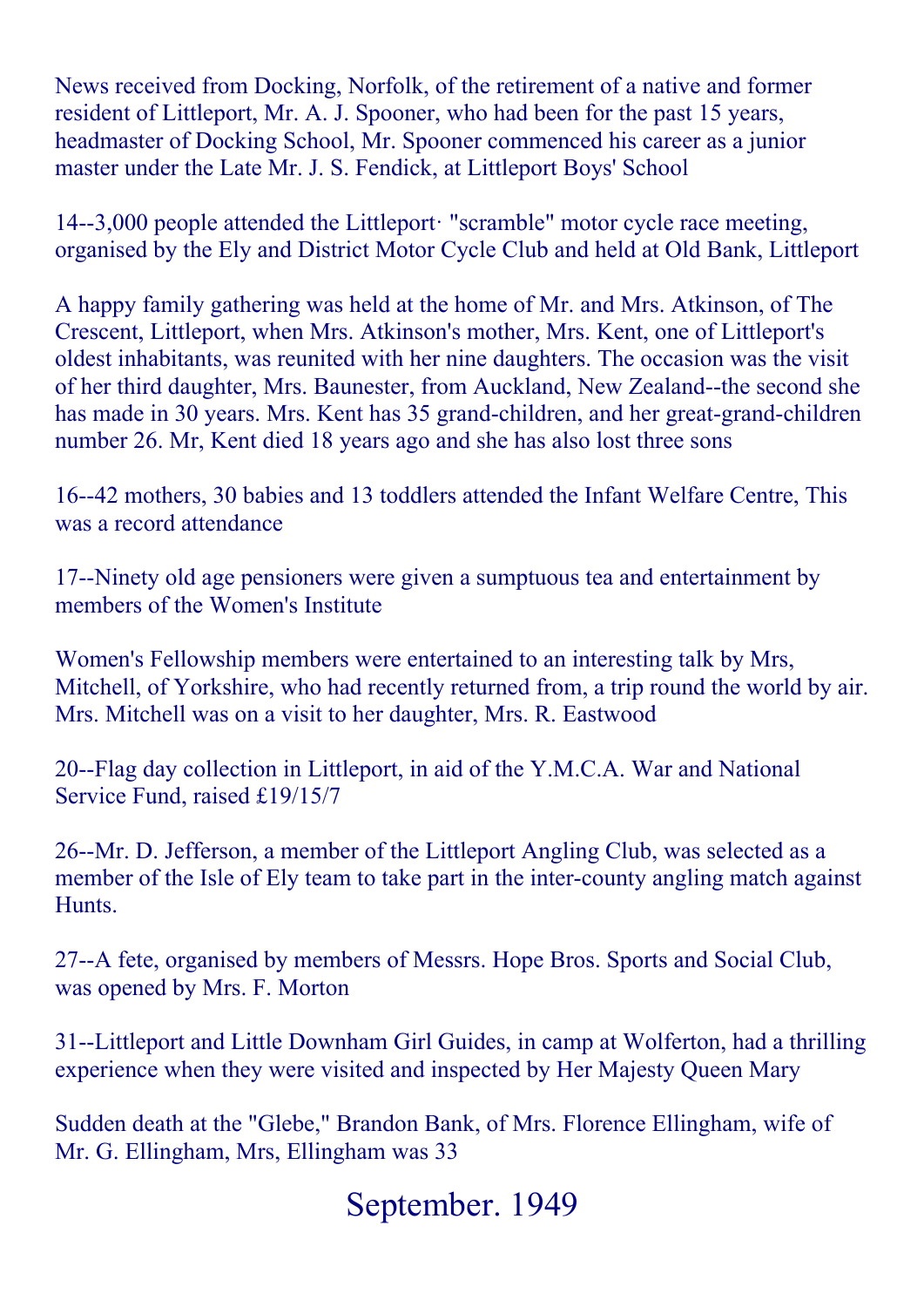News received from Docking, Norfolk, of the retirement of a native and former resident of Littleport, Mr. A. J. Spooner, who had been for the past 15 years, headmaster of Docking School, Mr. Spooner commenced his career as a junior master under the Late Mr. J. S. Fendick, at Littleport Boys' School

14--3,000 people attended the Littleport· "scramble" motor cycle race meeting, organised by the Ely and District Motor Cycle Club and held at Old Bank, Littleport

A happy family gathering was held at the home of Mr. and Mrs. Atkinson, of The Crescent, Littleport, when Mrs. Atkinson's mother, Mrs. Kent, one of Littleport's oldest inhabitants, was reunited with her nine daughters. The occasion was the visit of her third daughter, Mrs. Baunester, from Auckland, New Zealand--the second she has made in 30 years. Mrs. Kent has 35 grand-children, and her great-grand-children number 26. Mr, Kent died 18 years ago and she has also lost three sons

16--42 mothers, 30 babies and 13 toddlers attended the Infant Welfare Centre, This was a record attendance

17--Ninety old age pensioners were given a sumptuous tea and entertainment by members of the Women's Institute

Women's Fellowship members were entertained to an interesting talk by Mrs, Mitchell, of Yorkshire, who had recently returned from, a trip round the world by air. Mrs. Mitchell was on a visit to her daughter, Mrs. R. Eastwood

20--Flag day collection in Littleport, in aid of the Y.M.C.A. War and National Service Fund, raised £19/15/7

26--Mr. D. Jefferson, a member of the Littleport Angling Club, was selected as a member of the Isle of Ely team to take part in the inter-county angling match against Hunts.

27--A fete, organised by members of Messrs. Hope Bros. Sports and Social Club, was opened by Mrs. F. Morton

31--Littleport and Little Downham Girl Guides, in camp at Wolferton, had a thrilling experience when they were visited and inspected by Her Majesty Queen Mary

Sudden death at the "Glebe," Brandon Bank, of Mrs. Florence Ellingham, wife of Mr. G. Ellingham, Mrs, Ellingham was 33

## September. 1949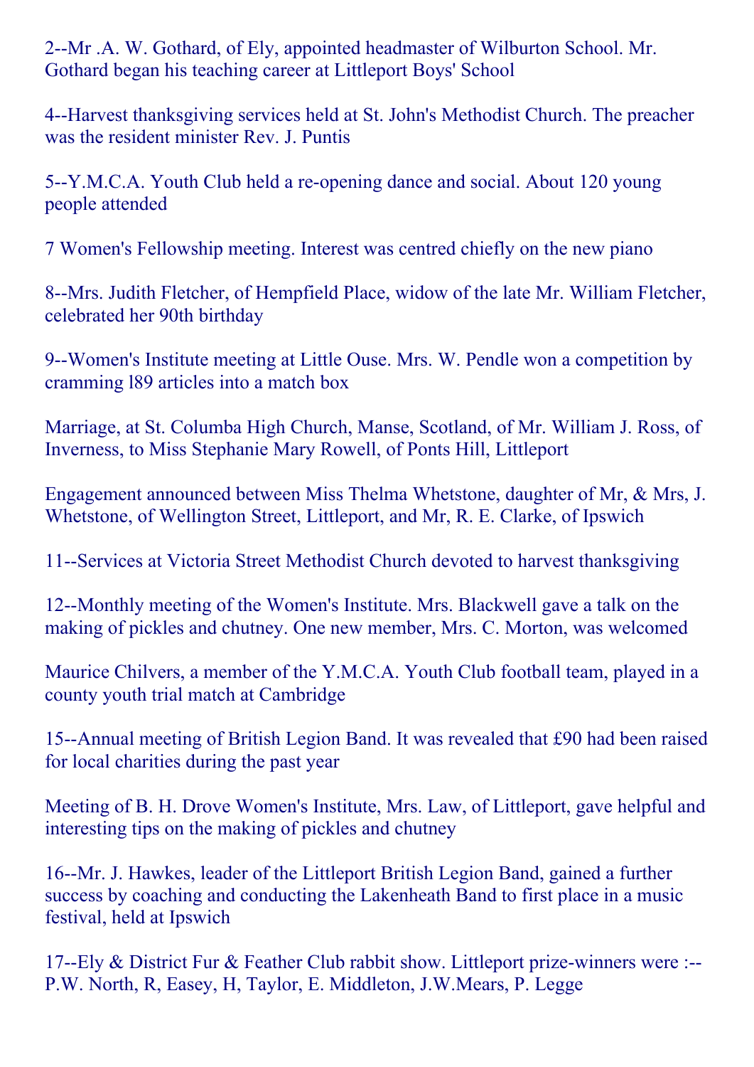2--Mr .A. W. Gothard, of Ely, appointed headmaster of Wilburton School. Mr. Gothard began his teaching career at Littleport Boys' School

4--Harvest thanksgiving services held at St. John's Methodist Church. The preacher was the resident minister Rev. J. Puntis

5--Y.M.C.A. Youth Club held a re-opening dance and social. About 120 young people attended

7 Women's Fellowship meeting. Interest was centred chiefly on the new piano

8--Mrs. Judith Fletcher, of Hempfield Place, widow of the late Mr. William Fletcher, celebrated her 90th birthday

9--Women's Institute meeting at Little Ouse. Mrs. W. Pendle won a competition by cramming l89 articles into a match box

Marriage, at St. Columba High Church, Manse, Scotland, of Mr. William J. Ross, of Inverness, to Miss Stephanie Mary Rowell, of Ponts Hill, Littleport

Engagement announced between Miss Thelma Whetstone, daughter of Mr, & Mrs, J. Whetstone, of Wellington Street, Littleport, and Mr, R. E. Clarke, of Ipswich

11--Services at Victoria Street Methodist Church devoted to harvest thanksgiving

12--Monthly meeting of the Women's Institute. Mrs. Blackwell gave a talk on the making of pickles and chutney. One new member, Mrs. C. Morton, was welcomed

Maurice Chilvers, a member of the Y.M.C.A. Youth Club football team, played in a county youth trial match at Cambridge

15--Annual meeting of British Legion Band. It was revealed that £90 had been raised for local charities during the past year

Meeting of B. H. Drove Women's Institute, Mrs. Law, of Littleport, gave helpful and interesting tips on the making of pickles and chutney

16--Mr. J. Hawkes, leader of the Littleport British Legion Band, gained a further success by coaching and conducting the Lakenheath Band to first place in a music festival, held at Ipswich

17--Ely & District Fur & Feather Club rabbit show. Littleport prize-winners were :-- P.W. North, R, Easey, H, Taylor, E. Middleton, J.W.Mears, P. Legge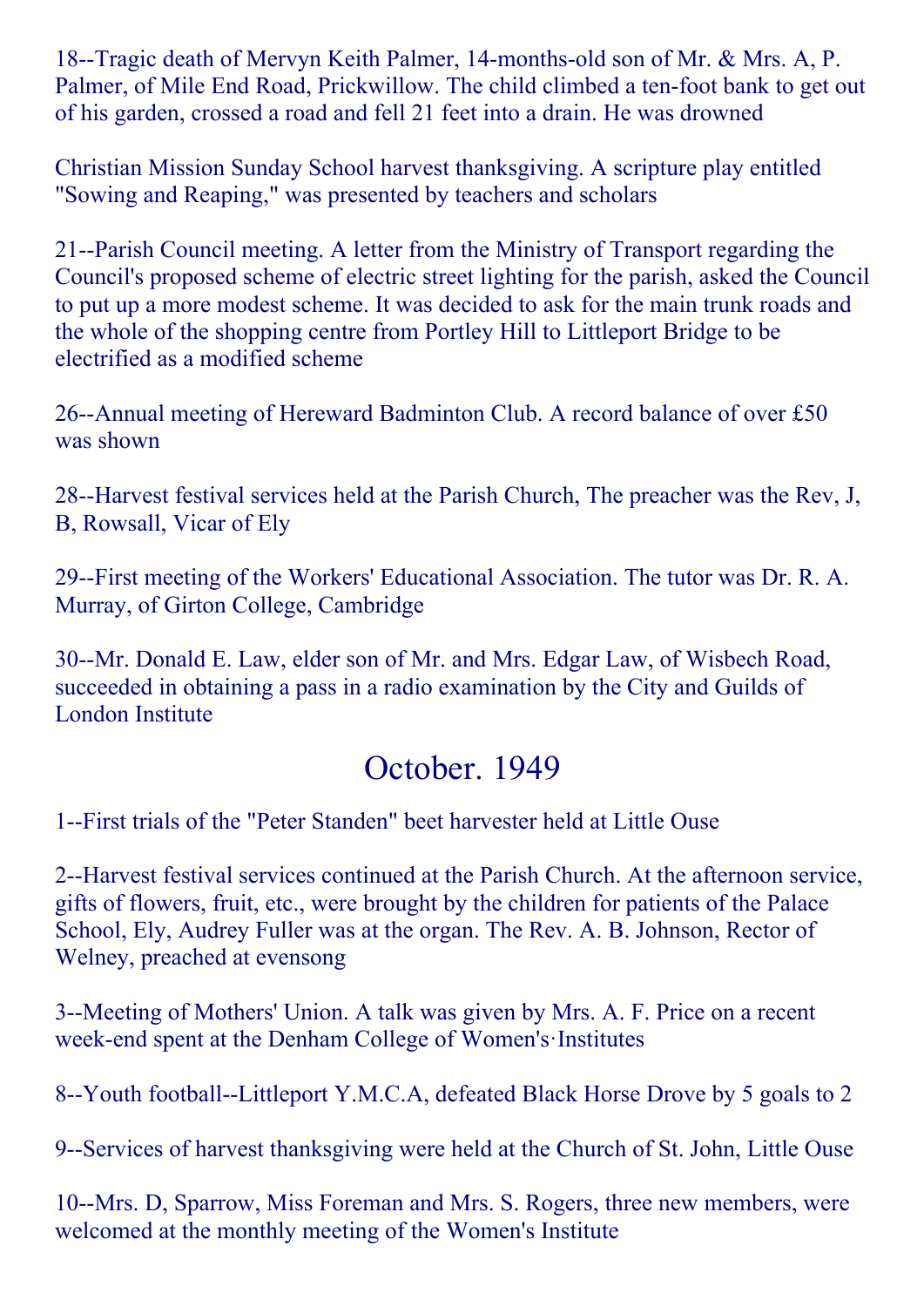18--Tragic death of Mervyn Keith Palmer, 14-months-old son of Mr. & Mrs. A, P. Palmer, of Mile End Road, Prickwillow. The child climbed a ten-foot bank to get out of his garden, crossed a road and fell 21 feet into a drain. He was drowned

Christian Mission Sunday School harvest thanksgiving. A scripture play entitled "Sowing and Reaping," was presented by teachers and scholars

21--Parish Council meeting. A letter from the Ministry of Transport regarding the Council's proposed scheme of electric street lighting for the parish, asked the Council to put up a more modest scheme. It was decided to ask for the main trunk roads and the whole of the shopping centre from Portley Hill to Littleport Bridge to be electrified as a modified scheme

26--Annual meeting of Hereward Badminton Club. A record balance of over £50 was shown

28--Harvest festival services held at the Parish Church, The preacher was the Rev, J, B, Rowsall, Vicar of Ely

29--First meeting of the Workers' Educational Association. The tutor was Dr. R. A. Murray, of Girton College, Cambridge

30--Mr. Donald E. Law, elder son of Mr. and Mrs. Edgar Law, of Wisbech Road, succeeded in obtaining a pass in a radio examination by the City and Guilds of London Institute

## October. 1949

1--First trials of the "Peter Standen" beet harvester held at Little Ouse

2--Harvest festival services continued at the Parish Church. At the afternoon service, gifts of flowers, fruit, etc., were brought by the children for patients of the Palace School, Ely, Audrey Fuller was at the organ. The Rev. A. B. Johnson, Rector of Welney, preached at evensong

3--Meeting of Mothers' Union. A talk was given by Mrs. A. F. Price on a recent week-end spent at the Denham College of Women's·Institutes

8--Youth football--Littleport Y.M.C.A, defeated Black Horse Drove by 5 goals to 2

9--Services of harvest thanksgiving were held at the Church of St. John, Little Ouse

10--Mrs. D, Sparrow, Miss Foreman and Mrs. S. Rogers, three new members, were welcomed at the monthly meeting of the Women's Institute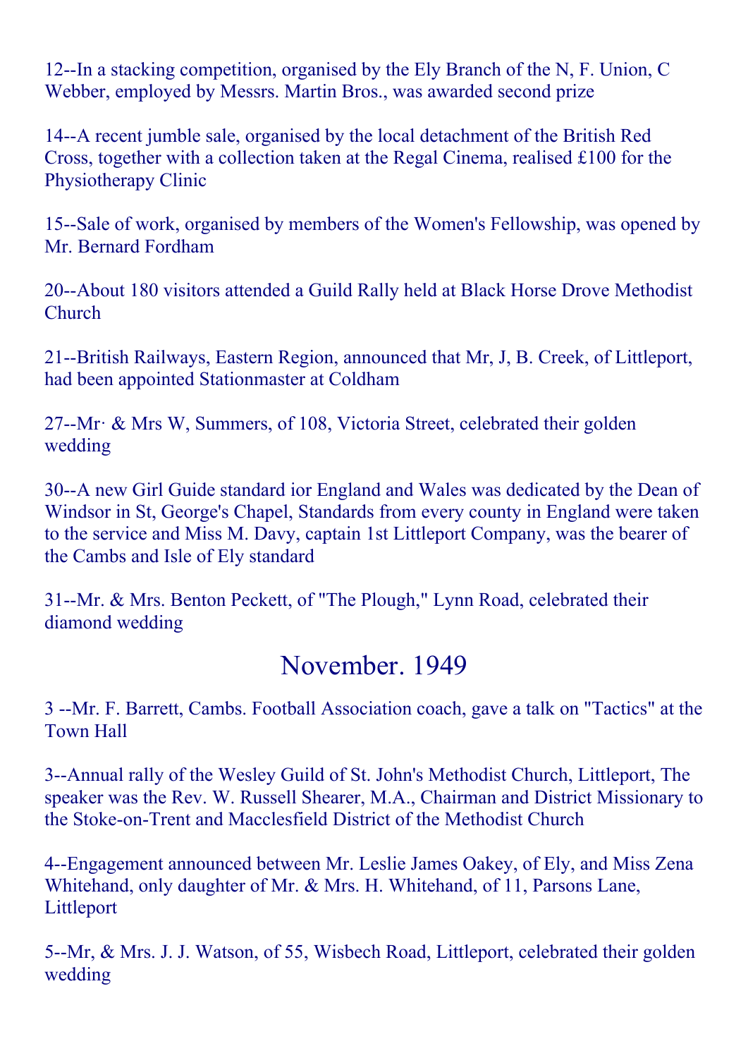12--In a stacking competition, organised by the Ely Branch of the N, F. Union, C Webber, employed by Messrs. Martin Bros., was awarded second prize

14--A recent jumble sale, organised by the local detachment of the British Red Cross, together with a collection taken at the Regal Cinema, realised £100 for the Physiotherapy Clinic

15--Sale of work, organised by members of the Women's Fellowship, was opened by Mr. Bernard Fordham

20--About 180 visitors attended a Guild Rally held at Black Horse Drove Methodist Church

21--British Railways, Eastern Region, announced that Mr, J, B. Creek, of Littleport, had been appointed Stationmaster at Coldham

27--Mr· & Mrs W, Summers, of 108, Victoria Street, celebrated their golden wedding

30--A new Girl Guide standard ior England and Wales was dedicated by the Dean of Windsor in St, George's Chapel, Standards from every county in England were taken to the service and Miss M. Davy, captain 1st Littleport Company, was the bearer of the Cambs and Isle of Ely standard

31--Mr. & Mrs. Benton Peckett, of "The Plough," Lynn Road, celebrated their diamond wedding

## November. 1949

3 --Mr. F. Barrett, Cambs. Football Association coach, gave a talk on "Tactics" at the Town Hall

3--Annual rally of the Wesley Guild of St. John's Methodist Church, Littleport, The speaker was the Rev. W. Russell Shearer, M.A., Chairman and District Missionary to the Stoke-on-Trent and Macclesfield District of the Methodist Church

4--Engagement announced between Mr. Leslie James Oakey, of Ely, and Miss Zena Whitehand, only daughter of Mr. & Mrs. H. Whitehand, of 11, Parsons Lane, Littleport

5--Mr, & Mrs. J. J. Watson, of 55, Wisbech Road, Littleport, celebrated their golden wedding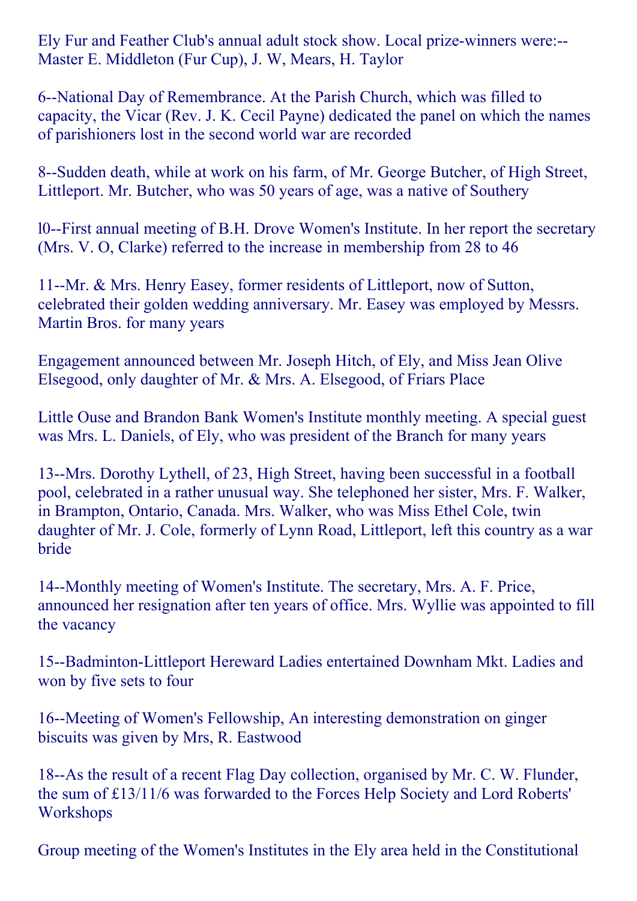Ely Fur and Feather Club's annual adult stock show. Local prize-winners were:--Master E. Middleton (Fur Cup), J. W, Mears, H. Taylor

6--National Day of Remembrance. At the Parish Church, which was filled to capacity, the Vicar (Rev. J. K. Cecil Payne) dedicated the panel on which the names of parishioners lost in the second world war are recorded

8--Sudden death, while at work on his farm, of Mr. George Butcher, of High Street, Littleport. Mr. Butcher, who was 50 years of age, was a native of Southery

l0--First annual meeting of B.H. Drove Women's Institute. In her report the secretary (Mrs. V. O, Clarke) referred to the increase in membership from 28 to 46

11--Mr. & Mrs. Henry Easey, former residents of Littleport, now of Sutton, celebrated their golden wedding anniversary. Mr. Easey was employed by Messrs. Martin Bros. for many years

Engagement announced between Mr. Joseph Hitch, of Ely, and Miss Jean Olive Elsegood, only daughter of Mr. & Mrs. A. Elsegood, of Friars Place

Little Ouse and Brandon Bank Women's Institute monthly meeting. A special guest was Mrs. L. Daniels, of Ely, who was president of the Branch for many years

13--Mrs. Dorothy Lythell, of 23, High Street, having been successful in a football pool, celebrated in a rather unusual way. She telephoned her sister, Mrs. F. Walker, in Brampton, Ontario, Canada. Mrs. Walker, who was Miss Ethel Cole, twin daughter of Mr. J. Cole, formerly of Lynn Road, Littleport, left this country as a war bride

14--Monthly meeting of Women's Institute. The secretary, Mrs. A. F. Price, announced her resignation after ten years of office. Mrs. Wyllie was appointed to fill the vacancy

15--Badminton-Littleport Hereward Ladies entertained Downham Mkt. Ladies and won by five sets to four

16--Meeting of Women's Fellowship, An interesting demonstration on ginger biscuits was given by Mrs, R. Eastwood

18--As the result of a recent Flag Day collection, organised by Mr. C. W. Flunder, the sum of £13/11/6 was forwarded to the Forces Help Society and Lord Roberts' Workshops

Group meeting of the Women's Institutes in the Ely area held in the Constitutional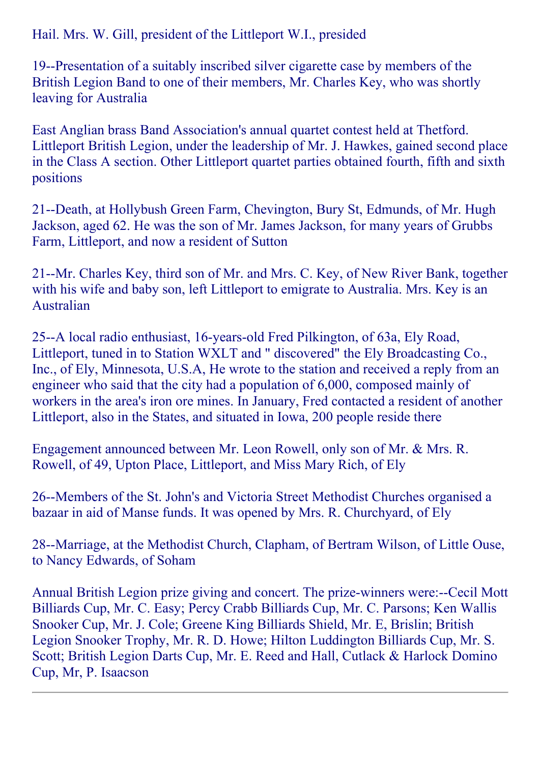Hail. Mrs. W. Gill, president of the Littleport W.I., presided

19--Presentation of a suitably inscribed silver cigarette case by members of the British Legion Band to one of their members, Mr. Charles Key, who was shortly leaving for Australia

East Anglian brass Band Association's annual quartet contest held at Thetford. Littleport British Legion, under the leadership of Mr. J. Hawkes, gained second place in the Class A section. Other Littleport quartet parties obtained fourth, fifth and sixth positions

21--Death, at Hollybush Green Farm, Chevington, Bury St, Edmunds, of Mr. Hugh Jackson, aged 62. He was the son of Mr. James Jackson, for many years of Grubbs Farm, Littleport, and now a resident of Sutton

21--Mr. Charles Key, third son of Mr. and Mrs. C. Key, of New River Bank, together with his wife and baby son, left Littleport to emigrate to Australia. Mrs. Key is an Australian

25--A local radio enthusiast, 16-years-old Fred Pilkington, of 63a, Ely Road, Littleport, tuned in to Station WXLT and " discovered" the Ely Broadcasting Co., Inc., of Ely, Minnesota, U.S.A, He wrote to the station and received a reply from an engineer who said that the city had a population of 6,000, composed mainly of workers in the area's iron ore mines. In January, Fred contacted a resident of another Littleport, also in the States, and situated in Iowa, 200 people reside there

Engagement announced between Mr. Leon Rowell, only son of Mr. & Mrs. R. Rowell, of 49, Upton Place, Littleport, and Miss Mary Rich, of Ely

26--Members of the St. John's and Victoria Street Methodist Churches organised a bazaar in aid of Manse funds. It was opened by Mrs. R. Churchyard, of Ely

28--Marriage, at the Methodist Church, Clapham, of Bertram Wilson, of Little Ouse, to Nancy Edwards, of Soham

Annual British Legion prize giving and concert. The prize-winners were:--Cecil Mott Billiards Cup, Mr. C. Easy; Percy Crabb Billiards Cup, Mr. C. Parsons; Ken Wallis Snooker Cup, Mr. J. Cole; Greene King Billiards Shield, Mr. E, Brislin; British Legion Snooker Trophy, Mr. R. D. Howe; Hilton Luddington Billiards Cup, Mr. S. Scott; British Legion Darts Cup, Mr. E. Reed and Hall, Cutlack & Harlock Domino Cup, Mr, P. Isaacson

---